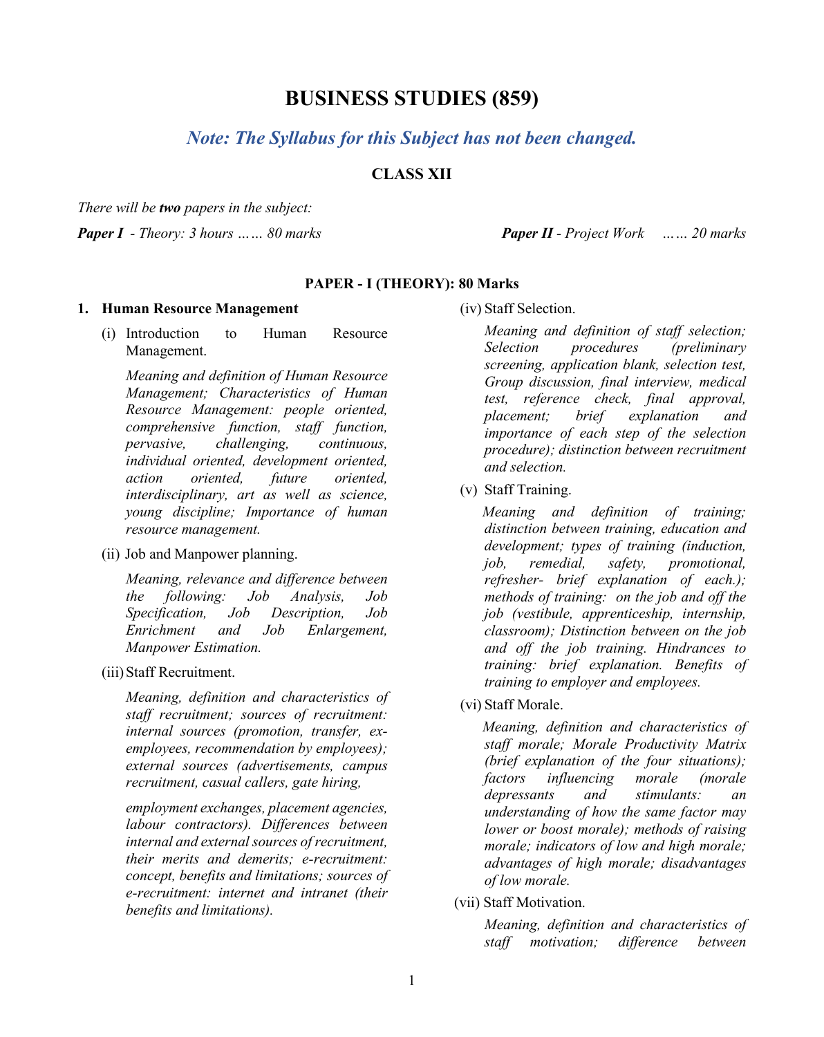# BUSINESS STUDIES (859)

## *Note: The Syllabus for this Subject has not been changed.*

### CLASS XII

*There will be* ***two*** *papers in the subject:*

***Paper I*** *- Theory: 3 hours …… 80 marks*

***Paper II*** *- Project Work …… 20 marks*

### PAPER - I (THEORY): 80 Marks

**1. Human Resource Management**

(i) Introduction to Human Resource Management.

*Meaning and definition of Human Resource Management; Characteristics of Human Resource Management: people oriented, comprehensive function, staff function, pervasive, challenging, continuous, individual oriented, development oriented, action oriented, future oriented, interdisciplinary, art as well as science, young discipline; Importance of human resource management.*

(ii) Job and Manpower planning.

*Meaning, relevance and difference between the following: Job Analysis, Job Specification, Job Description, Job Enrichment and Job Enlargement, Manpower Estimation.*

(iii) Staff Recruitment.

*Meaning, definition and characteristics of staff recruitment; sources of recruitment: internal sources (promotion, transfer, ex-employees, recommendation by employees); external sources (advertisements, campus recruitment, casual callers, gate hiring, employment exchanges, placement agencies, labour contractors). Differences between internal and external sources of recruitment, their merits and demerits; e-recruitment: concept, benefits and limitations; sources of e-recruitment: internet and intranet (their benefits and limitations).*

(iv) Staff Selection.

*Meaning and definition of staff selection; Selection procedures (preliminary screening, application blank, selection test, Group discussion, final interview, medical test, reference check, final approval, placement; brief explanation and importance of each step of the selection procedure); distinction between recruitment and selection.*

(v) Staff Training.

*Meaning and definition of training; distinction between training, education and development; types of training (induction, job, remedial, safety, promotional, refresher- brief explanation of each.); methods of training: on the job and off the job (vestibule, apprenticeship, internship, classroom); Distinction between on the job and off the job training. Hindrances to training: brief explanation. Benefits of training to employer and employees.*

(vi) Staff Morale.

*Meaning, definition and characteristics of staff morale; Morale Productivity Matrix (brief explanation of the four situations); factors influencing morale (morale depressants and stimulants: an understanding of how the same factor may lower or boost morale); methods of raising morale; indicators of low and high morale; advantages of high morale; disadvantages of low morale.*

(vii) Staff Motivation.

*Meaning, definition and characteristics of staff motivation; difference between*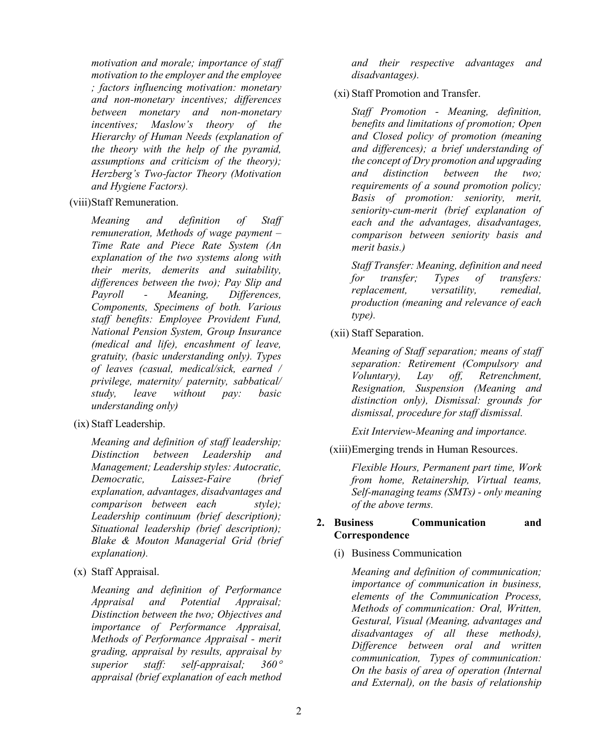*motivation and morale; importance of staff motivation to the employer and the employee ; factors influencing motivation: monetary and non-monetary incentives; differences between monetary and non-monetary incentives; Maslow's theory of the Hierarchy of Human Needs (explanation of the theory with the help of the pyramid, assumptions and criticism of the theory); Herzberg's Two-factor Theory (Motivation and Hygiene Factors).*

(viii) Staff Remuneration.

*Meaning and definition of Staff remuneration, Methods of wage payment – Time Rate and Piece Rate System (An explanation of the two systems along with their merits, demerits and suitability, differences between the two); Pay Slip and Payroll - Meaning, Differences, Components, Specimens of both. Various staff benefits: Employee Provident Fund, National Pension System, Group Insurance (medical and life), encashment of leave, gratuity, (basic understanding only). Types of leaves (casual, medical/sick, earned / privilege, maternity/ paternity, sabbatical/ study, leave without pay: basic understanding only)*

(ix) Staff Leadership.

*Meaning and definition of staff leadership; Distinction between Leadership and Management; Leadership styles: Autocratic, Democratic, Laissez-Faire (brief explanation, advantages, disadvantages and comparison between each style); Leadership continuum (brief description); Situational leadership (brief description); Blake & Mouton Managerial Grid (brief explanation).*

(x) Staff Appraisal.

*Meaning and definition of Performance Appraisal and Potential Appraisal; Distinction between the two; Objectives and importance of Performance Appraisal, Methods of Performance Appraisal - merit grading, appraisal by results, appraisal by superior staff: self-appraisal; 360° appraisal (brief explanation of each method and their respective advantages and disadvantages).*

(xi) Staff Promotion and Transfer.

*Staff Promotion - Meaning, definition, benefits and limitations of promotion; Open and Closed policy of promotion (meaning and differences); a brief understanding of the concept of Dry promotion and upgrading and distinction between the two; requirements of a sound promotion policy; Basis of promotion: seniority, merit, seniority-cum-merit (brief explanation of each and the advantages, disadvantages, comparison between seniority basis and merit basis.)*

*Staff Transfer: Meaning, definition and need for transfer; Types of transfers: replacement, versatility, remedial, production (meaning and relevance of each type).*

(xii) Staff Separation.

*Meaning of Staff separation; means of staff separation: Retirement (Compulsory and Voluntary), Lay off, Retrenchment, Resignation, Suspension (Meaning and distinction only), Dismissal: grounds for dismissal, procedure for staff dismissal.*

*Exit Interview-Meaning and importance.*

(xiii) Emerging trends in Human Resources.

*Flexible Hours, Permanent part time, Work from home, Retainership, Virtual teams, Self-managing teams (SMTs) - only meaning of the above terms.*

**2. Business Communication and Correspondence**

(i) Business Communication

*Meaning and definition of communication; importance of communication in business, elements of the Communication Process, Methods of communication: Oral, Written, Gestural, Visual (Meaning, advantages and disadvantages of all these methods), Difference between oral and written communication, Types of communication: On the basis of area of operation (Internal and External), on the basis of relationship*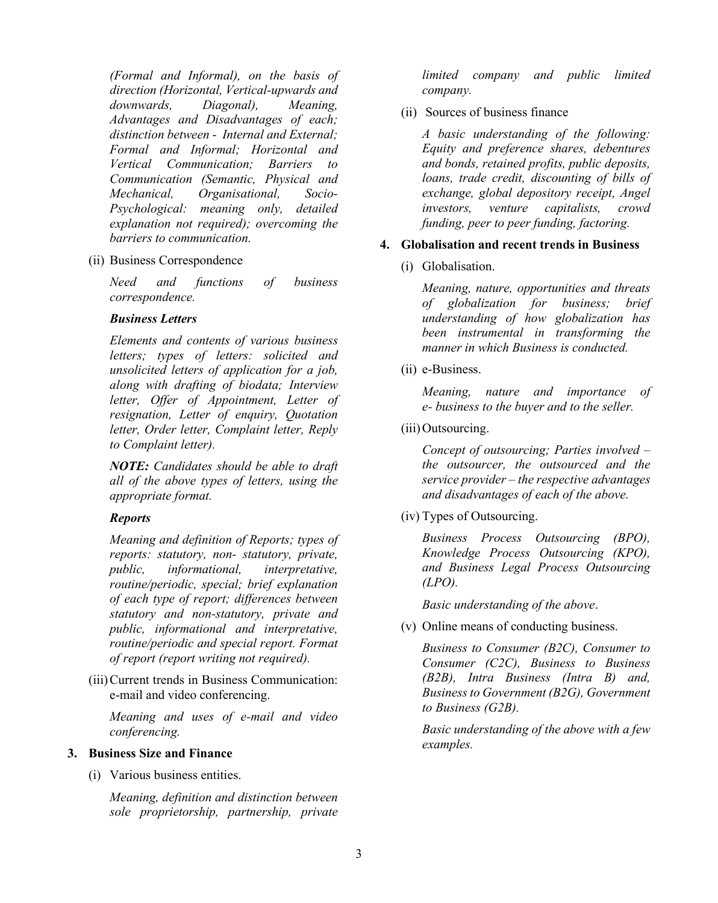*(Formal and Informal), on the basis of direction (Horizontal, Vertical-upwards and downwards, Diagonal), Meaning, Advantages and Disadvantages of each; distinction between - Internal and External; Formal and Informal; Horizontal and Vertical Communication; Barriers to Communication (Semantic, Physical and Mechanical, Organisational, Socio-Psychological: meaning only, detailed explanation not required); overcoming the barriers to communication.*

(ii) Business Correspondence

*Need and functions of business correspondence.*

***Business Letters***

*Elements and contents of various business letters; types of letters: solicited and unsolicited letters of application for a job, along with drafting of biodata; Interview letter, Offer of Appointment, Letter of resignation, Letter of enquiry, Quotation letter, Order letter, Complaint letter, Reply to Complaint letter).*

***NOTE:*** *Candidates should be able to draft all of the above types of letters, using the appropriate format.*

***Reports***

*Meaning and definition of Reports; types of reports: statutory, non- statutory, private, public, informational, interpretative, routine/periodic, special; brief explanation of each type of report; differences between statutory and non-statutory, private and public, informational and interpretative, routine/periodic and special report. Format of report (report writing not required).*

(iii) Current trends in Business Communication: e-mail and video conferencing.

*Meaning and uses of e-mail and video conferencing.*

**3. Business Size and Finance**

(i) Various business entities.

*Meaning, definition and distinction between sole proprietorship, partnership, private limited company and public limited company.*

(ii) Sources of business finance

*A basic understanding of the following: Equity and preference shares, debentures and bonds, retained profits, public deposits, loans, trade credit, discounting of bills of exchange, global depository receipt, Angel investors, venture capitalists, crowd funding, peer to peer funding, factoring.*

**4. Globalisation and recent trends in Business**

(i) Globalisation.

*Meaning, nature, opportunities and threats of globalization for business; brief understanding of how globalization has been instrumental in transforming the manner in which Business is conducted.*

(ii) e-Business.

*Meaning, nature and importance of e- business to the buyer and to the seller.*

(iii) Outsourcing.

*Concept of outsourcing; Parties involved – the outsourcer, the outsourced and the service provider – the respective advantages and disadvantages of each of the above.*

(iv) Types of Outsourcing.

*Business Process Outsourcing (BPO), Knowledge Process Outsourcing (KPO), and Business Legal Process Outsourcing (LPO).*

*Basic understanding of the above*.

(v) Online means of conducting business.

*Business to Consumer (B2C), Consumer to Consumer (C2C), Business to Business (B2B), Intra Business (Intra B) and, Business to Government (B2G), Government to Business (G2B).*

*Basic understanding of the above with a few examples.*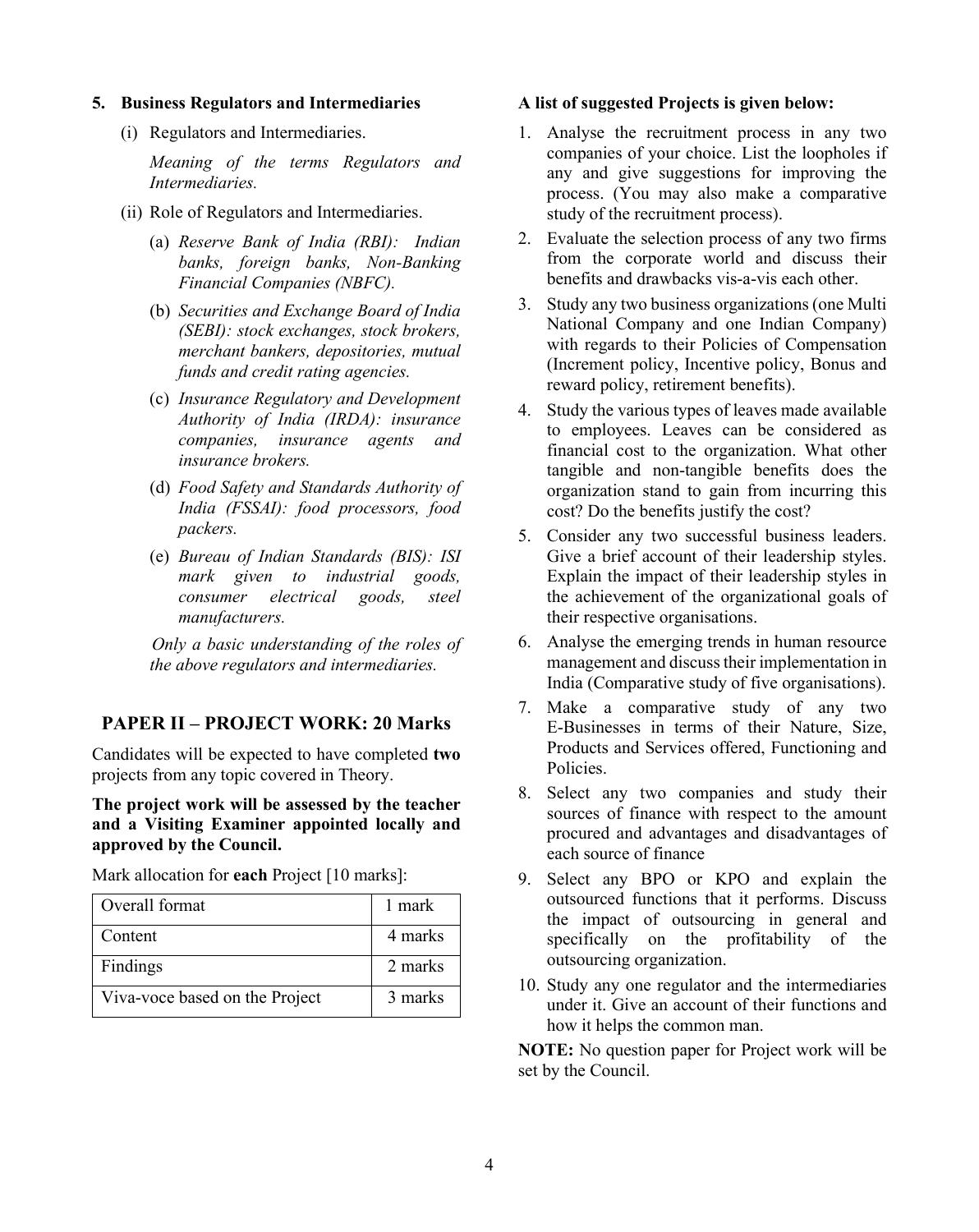**5. Business Regulators and Intermediaries**

(i) Regulators and Intermediaries.

*Meaning of the terms Regulators and Intermediaries.*

(ii) Role of Regulators and Intermediaries.

(a) *Reserve Bank of India (RBI): Indian banks, foreign banks, Non-Banking Financial Companies (NBFC).*

(b) *Securities and Exchange Board of India (SEBI): stock exchanges, stock brokers, merchant bankers, depositories, mutual funds and credit rating agencies.*

(c) *Insurance Regulatory and Development Authority of India (IRDA): insurance companies, insurance agents and insurance brokers.*

(d) *Food Safety and Standards Authority of India (FSSAI): food processors, food packers.*

(e) *Bureau of Indian Standards (BIS): ISI mark given to industrial goods, consumer electrical goods, steel manufacturers.*

*Only a basic understanding of the roles of the above regulators and intermediaries.*

## PAPER II – PROJECT WORK: 20 Marks

Candidates will be expected to have completed **two** projects from any topic covered in Theory.

**The project work will be assessed by the teacher and a Visiting Examiner appointed locally and approved by the Council.**

Mark allocation for **each** Project [10 marks]:

| Overall format | 1 mark |
|---|---|
| Content | 4 marks |
| Findings | 2 marks |
| Viva-voce based on the Project | 3 marks |

**A list of suggested Projects is given below:**

1. Analyse the recruitment process in any two companies of your choice. List the loopholes if any and give suggestions for improving the process. (You may also make a comparative study of the recruitment process).
2. Evaluate the selection process of any two firms from the corporate world and discuss their benefits and drawbacks vis-a-vis each other.
3. Study any two business organizations (one Multi National Company and one Indian Company) with regards to their Policies of Compensation (Increment policy, Incentive policy, Bonus and reward policy, retirement benefits).
4. Study the various types of leaves made available to employees. Leaves can be considered as financial cost to the organization. What other tangible and non-tangible benefits does the organization stand to gain from incurring this cost? Do the benefits justify the cost?
5. Consider any two successful business leaders. Give a brief account of their leadership styles. Explain the impact of their leadership styles in the achievement of the organizational goals of their respective organisations.
6. Analyse the emerging trends in human resource management and discuss their implementation in India (Comparative study of five organisations).
7. Make a comparative study of any two E-Businesses in terms of their Nature, Size, Products and Services offered, Functioning and Policies.
8. Select any two companies and study their sources of finance with respect to the amount procured and advantages and disadvantages of each source of finance
9. Select any BPO or KPO and explain the outsourced functions that it performs. Discuss the impact of outsourcing in general and specifically on the profitability of the outsourcing organization.
10. Study any one regulator and the intermediaries under it. Give an account of their functions and how it helps the common man.

**NOTE:** No question paper for Project work will be set by the Council.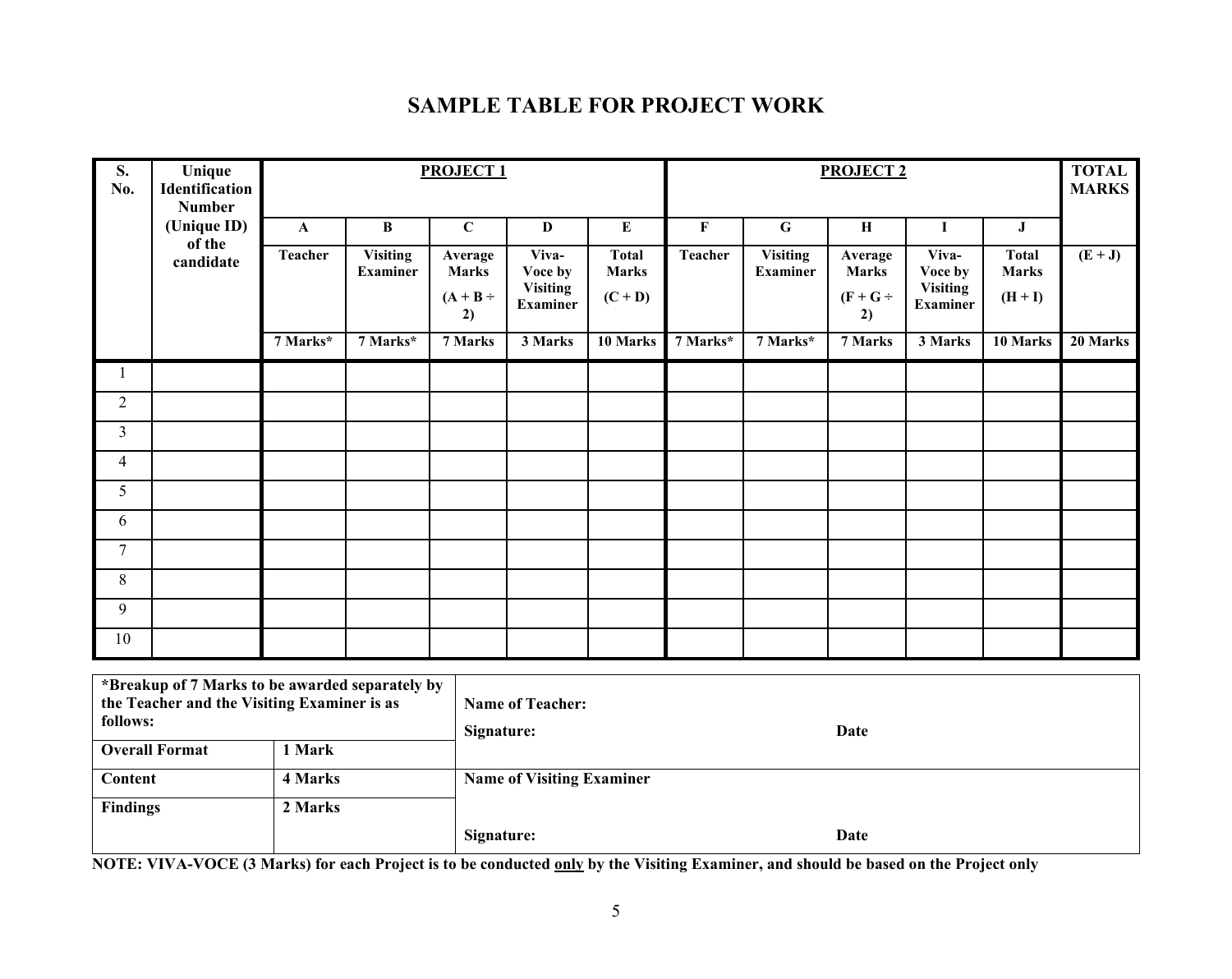# SAMPLE TABLE FOR PROJECT WORK

| S. No. | Unique Identification Number (Unique ID) of the candidate | PROJECT 1 | | | | | PROJECT 2 | | | | | TOTAL MARKS |
|---|---|---|---|---|---|---|---|---|---|---|---|---|
| | | A | B | C | D | E | F | G | H | I | J | |
| | | Teacher | Visiting Examiner | Average Marks (A + B ÷ 2) | Viva-Voce by Visiting Examiner | Total Marks (C + D) | Teacher | Visiting Examiner | Average Marks (F + G ÷ 2) | Viva-Voce by Visiting Examiner | Total Marks (H + I) | (E + J) |
| | | 7 Marks* | 7 Marks* | 7 Marks | 3 Marks | 10 Marks | 7 Marks* | 7 Marks* | 7 Marks | 3 Marks | 10 Marks | 20 Marks |
| 1 | | | | | | | | | | | | |
| 2 | | | | | | | | | | | | |
| 3 | | | | | | | | | | | | |
| 4 | | | | | | | | | | | | |
| 5 | | | | | | | | | | | | |
| 6 | | | | | | | | | | | | |
| 7 | | | | | | | | | | | | |
| 8 | | | | | | | | | | | | |
| 9 | | | | | | | | | | | | |
| 10 | | | | | | | | | | | | |

| *Breakup of 7 Marks to be awarded separately by the Teacher and the Visiting Examiner is as follows: | | |
|---|---|---|
| | | **Name of Teacher:** <br> **Signature:** **Date** |
| **Overall Format** | **1 Mark** | |
| **Content** | **4 Marks** | **Name of Visiting Examiner** |
| **Findings** | **2 Marks** | **Signature:** **Date** |

**NOTE: VIVA-VOCE (3 Marks) for each Project is to be conducted only by the Visiting Examiner, and should be based on the Project only**